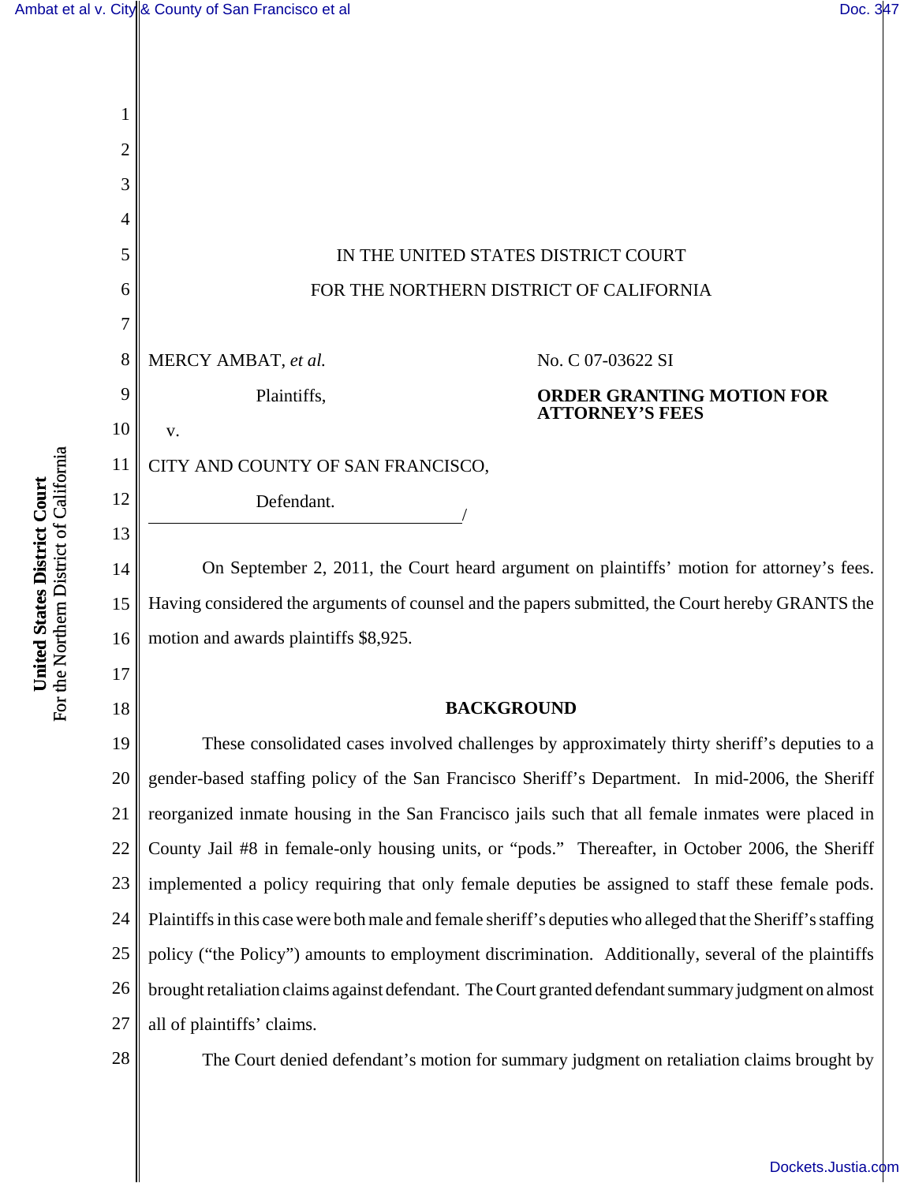IN THE UNITED STATES DISTRICT COURT

FOR THE NORTHERN DISTRICT OF CALIFORNIA

MERCY AMBAT, *et al.*

Plaintiffs,

v.

CITY AND COUNTY OF SAN FRANCISCO,

Defendant.

/

No. C 07-03622 SI

**ORDER GRANTING MOTION FOR ATTORNEY'S FEES**

On September 2, 2011, the Court heard argument on plaintiffs' motion for attorney's fees. Having considered the arguments of counsel and the papers submitted, the Court hereby GRANTS the motion and awards plaintiffs $8,925.

## BACKGROUND

These consolidated cases involved challenges by approximately thirty sheriff's deputies to a gender-based staffing policy of the San Francisco Sheriff's Department. In mid-2006, the Sheriff reorganized inmate housing in the San Francisco jails such that all female inmates were placed in County Jail #8 in female-only housing units, or "pods." Thereafter, in October 2006, the Sheriff implemented a policy requiring that only female deputies be assigned to staff these female pods. Plaintiffs in this case were both male and female sheriff's deputies who alleged that the Sheriff's staffing policy ("the Policy") amounts to employment discrimination. Additionally, several of the plaintiffs brought retaliation claims against defendant. The Court granted defendant summary judgment on almost all of plaintiffs' claims.

The Court denied defendant's motion for summary judgment on retaliation claims brought by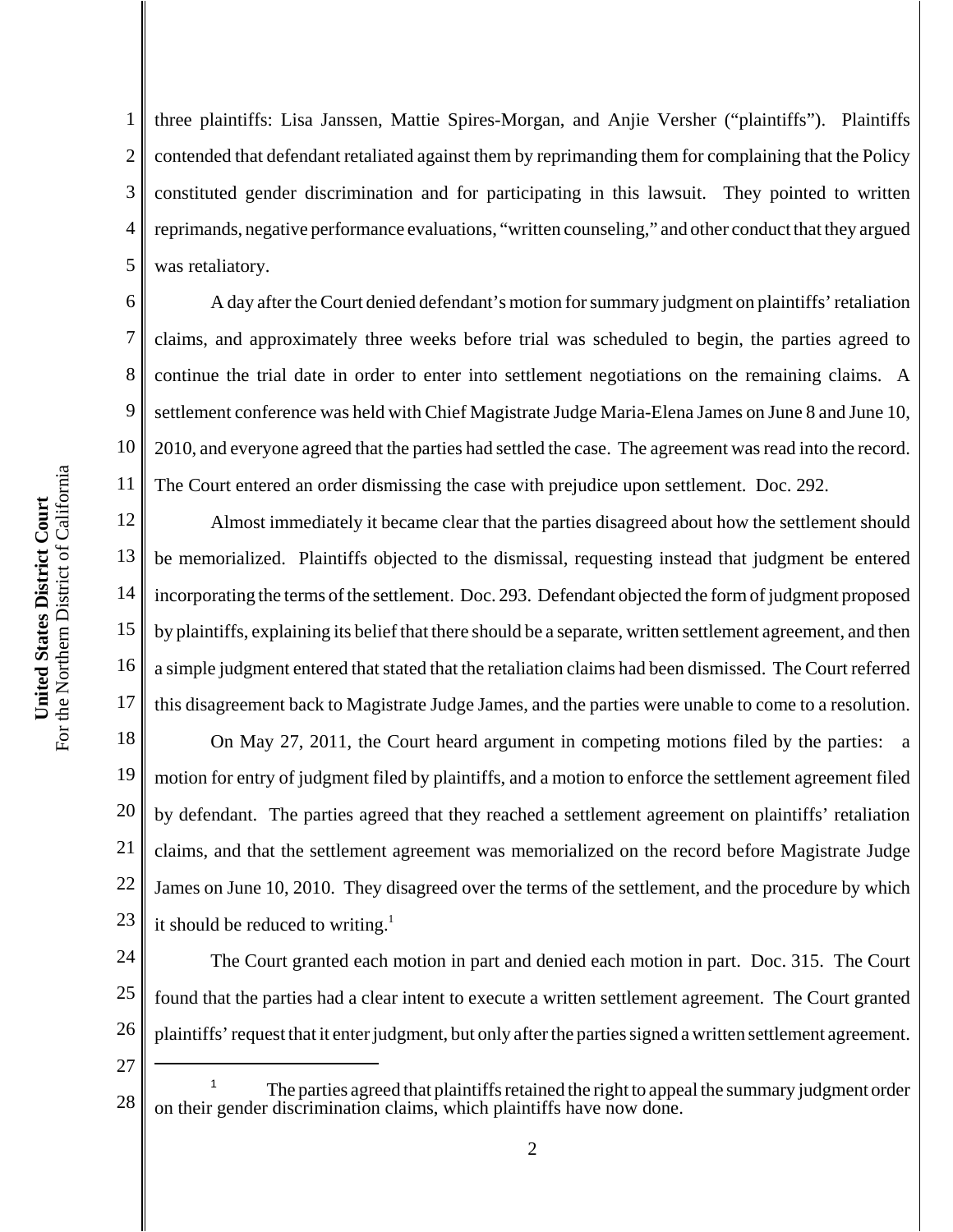three plaintiffs: Lisa Janssen, Mattie Spires-Morgan, and Anjie Versher ("plaintiffs"). Plaintiffs contended that defendant retaliated against them by reprimanding them for complaining that the Policy constituted gender discrimination and for participating in this lawsuit. They pointed to written reprimands, negative performance evaluations, "written counseling," and other conduct that they argued was retaliatory.

A day after the Court denied defendant's motion for summary judgment on plaintiffs' retaliation claims, and approximately three weeks before trial was scheduled to begin, the parties agreed to continue the trial date in order to enter into settlement negotiations on the remaining claims. A settlement conference was held with Chief Magistrate Judge Maria-Elena James on June 8 and June 10, 2010, and everyone agreed that the parties had settled the case. The agreement was read into the record. The Court entered an order dismissing the case with prejudice upon settlement. Doc. 292.

Almost immediately it became clear that the parties disagreed about how the settlement should be memorialized. Plaintiffs objected to the dismissal, requesting instead that judgment be entered incorporating the terms of the settlement. Doc. 293. Defendant objected the form of judgment proposed by plaintiffs, explaining its belief that there should be a separate, written settlement agreement, and then a simple judgment entered that stated that the retaliation claims had been dismissed. The Court referred this disagreement back to Magistrate Judge James, and the parties were unable to come to a resolution.

On May 27, 2011, the Court heard argument in competing motions filed by the parties: a motion for entry of judgment filed by plaintiffs, and a motion to enforce the settlement agreement filed by defendant. The parties agreed that they reached a settlement agreement on plaintiffs' retaliation claims, and that the settlement agreement was memorialized on the record before Magistrate Judge James on June 10, 2010. They disagreed over the terms of the settlement, and the procedure by which it should be reduced to writing.[1]

The Court granted each motion in part and denied each motion in part. Doc. 315. The Court found that the parties had a clear intent to execute a written settlement agreement. The Court granted plaintiffs' request that it enter judgment, but only after the parties signed a written settlement agreement.

---

[1] The parties agreed that plaintiffs retained the right to appeal the summary judgment order on their gender discrimination claims, which plaintiffs have now done.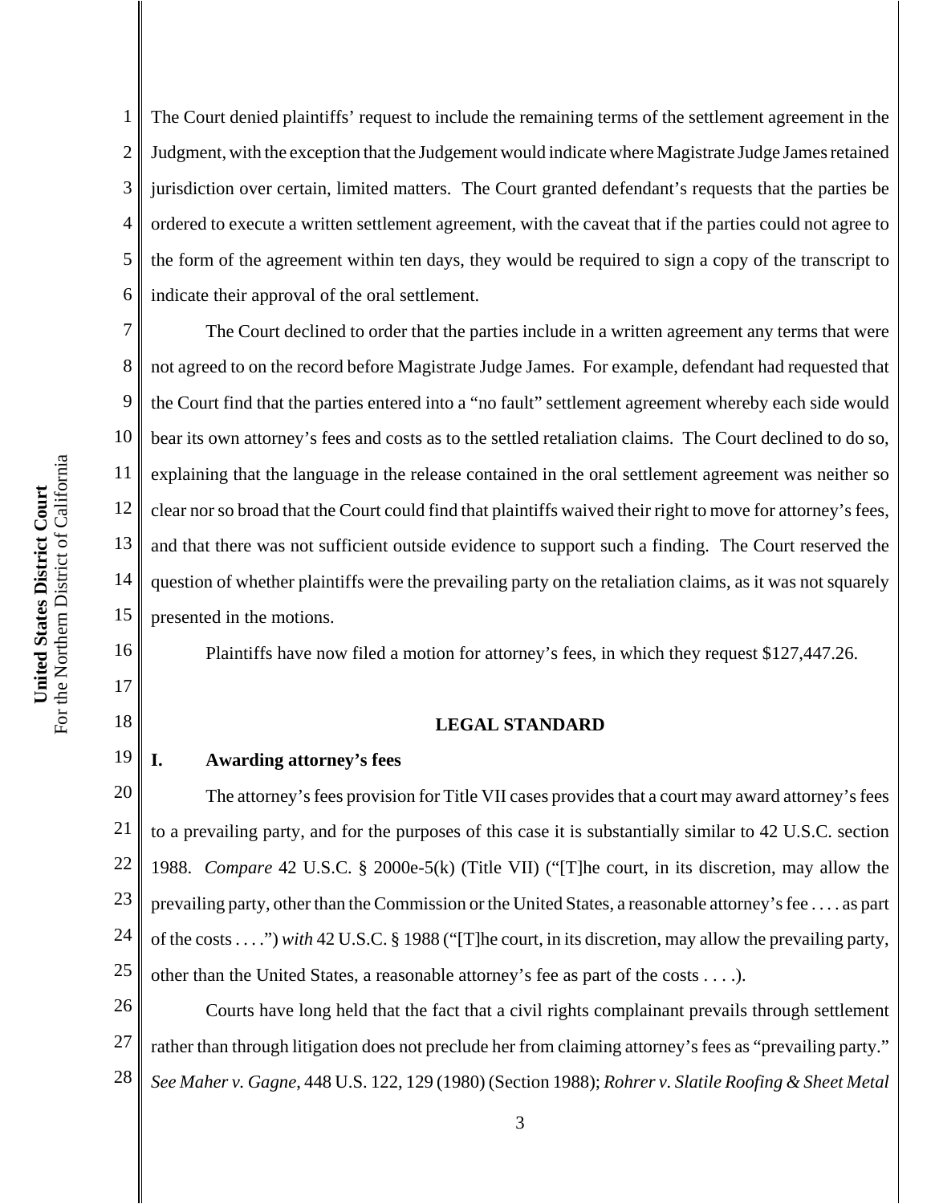The Court denied plaintiffs' request to include the remaining terms of the settlement agreement in the Judgment, with the exception that the Judgement would indicate where Magistrate Judge James retained jurisdiction over certain, limited matters. The Court granted defendant's requests that the parties be ordered to execute a written settlement agreement, with the caveat that if the parties could not agree to the form of the agreement within ten days, they would be required to sign a copy of the transcript to indicate their approval of the oral settlement.

The Court declined to order that the parties include in a written agreement any terms that were not agreed to on the record before Magistrate Judge James. For example, defendant had requested that the Court find that the parties entered into a "no fault" settlement agreement whereby each side would bear its own attorney's fees and costs as to the settled retaliation claims. The Court declined to do so, explaining that the language in the release contained in the oral settlement agreement was neither so clear nor so broad that the Court could find that plaintiffs waived their right to move for attorney's fees, and that there was not sufficient outside evidence to support such a finding. The Court reserved the question of whether plaintiffs were the prevailing party on the retaliation claims, as it was not squarely presented in the motions.

Plaintiffs have now filed a motion for attorney's fees, in which they request $127,447.26.

## LEGAL STANDARD

### I. Awarding attorney's fees

The attorney's fees provision for Title VII cases provides that a court may award attorney's fees to a prevailing party, and for the purposes of this case it is substantially similar to 42 U.S.C. section 1988. *Compare* 42 U.S.C. § 2000e-5(k) (Title VII) ("[T]he court, in its discretion, may allow the prevailing party, other than the Commission or the United States, a reasonable attorney's fee . . . . as part of the costs . . . .") *with* 42 U.S.C. § 1988 ("[T]he court, in its discretion, may allow the prevailing party, other than the United States, a reasonable attorney's fee as part of the costs . . . .).

Courts have long held that the fact that a civil rights complainant prevails through settlement rather than through litigation does not preclude her from claiming attorney's fees as "prevailing party." *See Maher v. Gagne*, 448 U.S. 122, 129 (1980) (Section 1988); *Rohrer v. Slatile Roofing & Sheet Metal*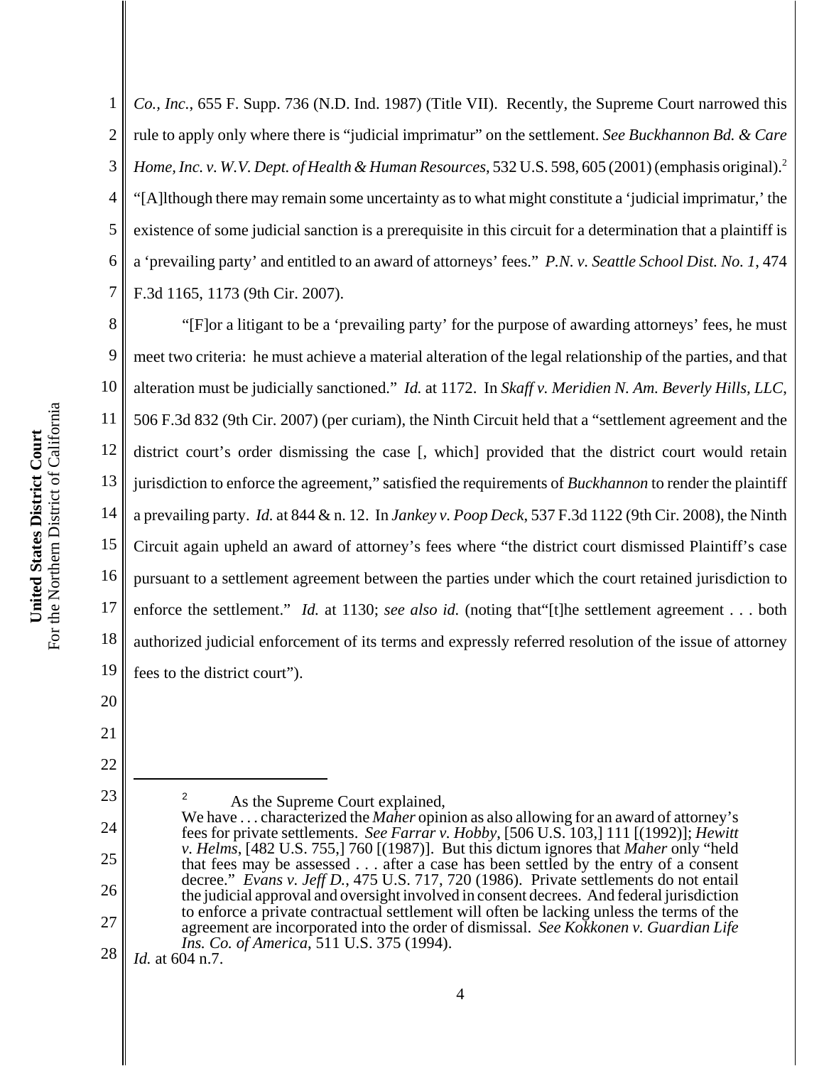*Co., Inc.*, 655 F. Supp. 736 (N.D. Ind. 1987) (Title VII). Recently, the Supreme Court narrowed this rule to apply only where there is "judicial imprimatur" on the settlement. *See Buckhannon Bd. & Care Home, Inc. v. W.V. Dept. of Health & Human Resources*, 532 U.S. 598, 605 (2001) (emphasis original).[2] "[A]lthough there may remain some uncertainty as to what might constitute a 'judicial imprimatur,' the existence of some judicial sanction is a prerequisite in this circuit for a determination that a plaintiff is a 'prevailing party' and entitled to an award of attorneys' fees." *P.N. v. Seattle School Dist. No. 1*, 474 F.3d 1165, 1173 (9th Cir. 2007).

"[F]or a litigant to be a 'prevailing party' for the purpose of awarding attorneys' fees, he must meet two criteria: he must achieve a material alteration of the legal relationship of the parties, and that alteration must be judicially sanctioned." *Id.* at 1172. In *Skaff v. Meridien N. Am. Beverly Hills, LLC*, 506 F.3d 832 (9th Cir. 2007) (per curiam), the Ninth Circuit held that a "settlement agreement and the district court's order dismissing the case [, which] provided that the district court would retain jurisdiction to enforce the agreement," satisfied the requirements of *Buckhannon* to render the plaintiff a prevailing party. *Id.* at 844 & n. 12. In *Jankey v. Poop Deck*, 537 F.3d 1122 (9th Cir. 2008), the Ninth Circuit again upheld an award of attorney's fees where "the district court dismissed Plaintiff's case pursuant to a settlement agreement between the parties under which the court retained jurisdiction to enforce the settlement." *Id.* at 1130; *see also id.* (noting that"[t]he settlement agreement . . . both authorized judicial enforcement of its terms and expressly referred resolution of the issue of attorney fees to the district court").

---

[2] As the Supreme Court explained,

> We have . . . characterized the *Maher* opinion as also allowing for an award of attorney's fees for private settlements. *See Farrar v. Hobby*, [506 U.S. 103,] 111 [(1992)]; *Hewitt v. Helms*, [482 U.S. 755,] 760 [(1987)]. But this dictum ignores that *Maher* only "held that fees may be assessed . . . after a case has been settled by the entry of a consent decree." *Evans v. Jeff D.*, 475 U.S. 717, 720 (1986). Private settlements do not entail the judicial approval and oversight involved in consent decrees. And federal jurisdiction to enforce a private contractual settlement will often be lacking unless the terms of the agreement are incorporated into the order of dismissal. *See Kokkonen v. Guardian Life Ins. Co. of America*, 511 U.S. 375 (1994).

*Id.* at 604 n.7.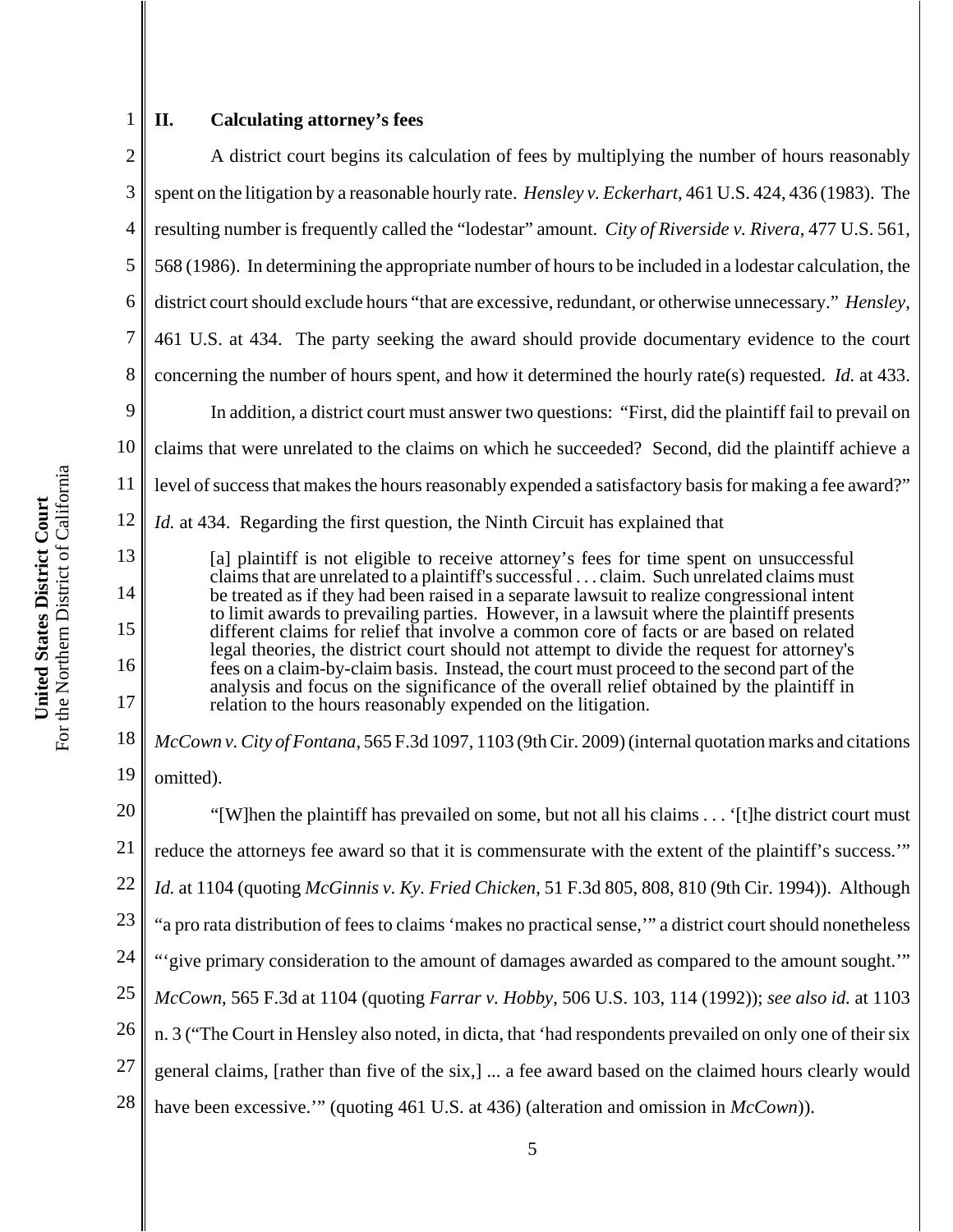## II. Calculating attorney's fees

A district court begins its calculation of fees by multiplying the number of hours reasonably spent on the litigation by a reasonable hourly rate. *Hensley v. Eckerhart*, 461 U.S. 424, 436 (1983). The resulting number is frequently called the "lodestar" amount. *City of Riverside v. Rivera*, 477 U.S. 561, 568 (1986). In determining the appropriate number of hours to be included in a lodestar calculation, the district court should exclude hours "that are excessive, redundant, or otherwise unnecessary." *Hensley*, 461 U.S. at 434. The party seeking the award should provide documentary evidence to the court concerning the number of hours spent, and how it determined the hourly rate(s) requested. *Id.* at 433.

In addition, a district court must answer two questions: "First, did the plaintiff fail to prevail on claims that were unrelated to the claims on which he succeeded? Second, did the plaintiff achieve a level of success that makes the hours reasonably expended a satisfactory basis for making a fee award?" *Id.* at 434. Regarding the first question, the Ninth Circuit has explained that

> [a] plaintiff is not eligible to receive attorney's fees for time spent on unsuccessful claims that are unrelated to a plaintiff's successful . . . claim. Such unrelated claims must be treated as if they had been raised in a separate lawsuit to realize congressional intent to limit awards to prevailing parties. However, in a lawsuit where the plaintiff presents different claims for relief that involve a common core of facts or are based on related legal theories, the district court should not attempt to divide the request for attorney's fees on a claim-by-claim basis. Instead, the court must proceed to the second part of the analysis and focus on the significance of the overall relief obtained by the plaintiff in relation to the hours reasonably expended on the litigation.

*McCown v. City of Fontana*, 565 F.3d 1097, 1103 (9th Cir. 2009) (internal quotation marks and citations omitted).

"[W]hen the plaintiff has prevailed on some, but not all his claims . . . '[t]he district court must reduce the attorneys fee award so that it is commensurate with the extent of the plaintiff's success.'" *Id.* at 1104 (quoting *McGinnis v. Ky. Fried Chicken*, 51 F.3d 805, 808, 810 (9th Cir. 1994)). Although "a pro rata distribution of fees to claims 'makes no practical sense,'" a district court should nonetheless "'give primary consideration to the amount of damages awarded as compared to the amount sought.'" *McCown*, 565 F.3d at 1104 (quoting *Farrar v. Hobby*, 506 U.S. 103, 114 (1992)); *see also id.* at 1103 n. 3 ("The Court in Hensley also noted, in dicta, that 'had respondents prevailed on only one of their six general claims, [rather than five of the six,] ... a fee award based on the claimed hours clearly would have been excessive.'" (quoting 461 U.S. at 436) (alteration and omission in *McCown*)).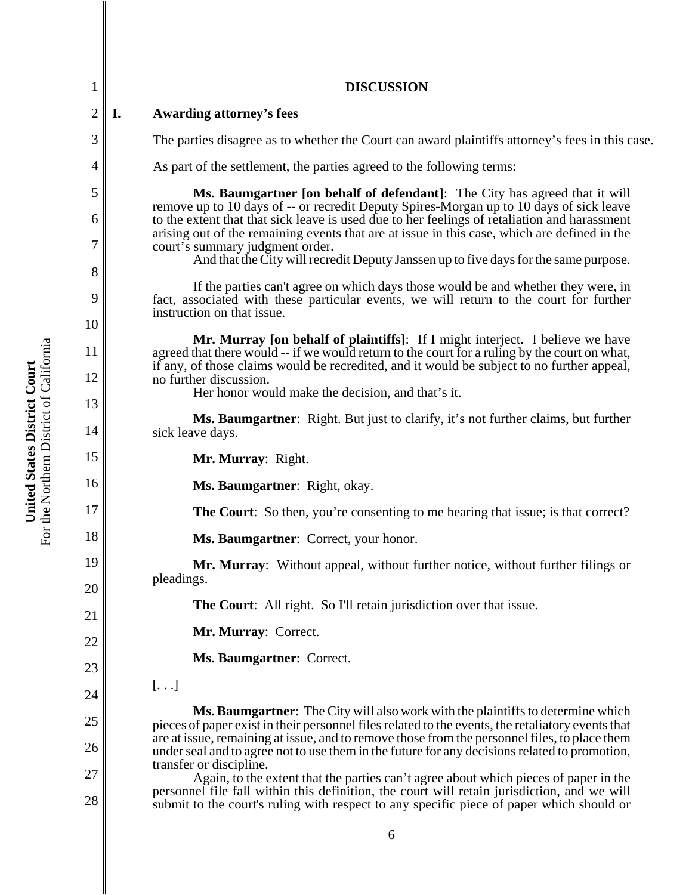## DISCUSSION

### I. Awarding attorney's fees

The parties disagree as to whether the Court can award plaintiffs attorney's fees in this case. As part of the settlement, the parties agreed to the following terms:

> **Ms. Baumgartner [on behalf of defendant]**: The City has agreed that it will remove up to 10 days of -- or recredit Deputy Spires-Morgan up to 10 days of sick leave to the extent that that sick leave is used due to her feelings of retaliation and harassment arising out of the remaining events that are at issue in this case, which are defined in the court's summary judgment order.
>
> And that the City will recredit Deputy Janssen up to five days for the same purpose.
>
> If the parties can't agree on which days those would be and whether they were, in fact, associated with these particular events, we will return to the court for further instruction on that issue.
>
> **Mr. Murray [on behalf of plaintiffs]**: If I might interject. I believe we have agreed that there would -- if we would return to the court for a ruling by the court on what, if any, of those claims would be recredited, and it would be subject to no further appeal, no further discussion.
>
> Her honor would make the decision, and that's it.
>
> **Ms. Baumgartner**: Right. But just to clarify, it's not further claims, but further sick leave days.
>
> **Mr. Murray**: Right.
>
> **Ms. Baumgartner**: Right, okay.
>
> **The Court**: So then, you're consenting to me hearing that issue; is that correct?
>
> **Ms. Baumgartner**: Correct, your honor.
>
> **Mr. Murray**: Without appeal, without further notice, without further filings or pleadings.
>
> **The Court**: All right. So I'll retain jurisdiction over that issue.
>
> **Mr. Murray**: Correct.
>
> **Ms. Baumgartner**: Correct.
>
> [. . .]
>
> **Ms. Baumgartner**: The City will also work with the plaintiffs to determine which pieces of paper exist in their personnel files related to the events, the retaliatory events that are at issue, remaining at issue, and to remove those from the personnel files, to place them under seal and to agree not to use them in the future for any decisions related to promotion, transfer or discipline.
>
> Again, to the extent that the parties can't agree about which pieces of paper in the personnel file fall within this definition, the court will retain jurisdiction, and we will submit to the court's ruling with respect to any specific piece of paper which should or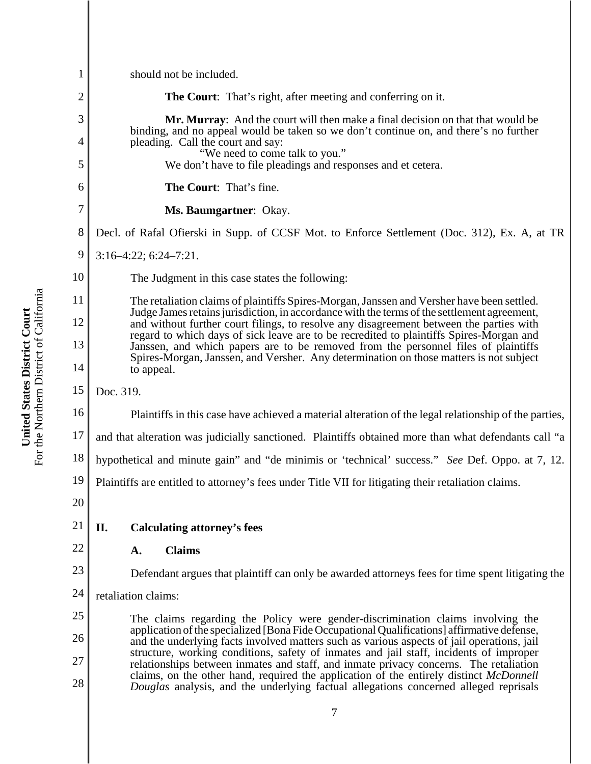should not be included.

**The Court**: That's right, after meeting and conferring on it.

**Mr. Murray**: And the court will then make a final decision on that that would be binding, and no appeal would be taken so we don't continue on, and there's no further pleading. Call the court and say:

"We need to come talk to you."

We don't have to file pleadings and responses and et cetera.

**The Court**: That's fine.

**Ms. Baumgartner**: Okay.

Decl. of Rafal Ofierski in Supp. of CCSF Mot. to Enforce Settlement (Doc. 312), Ex. A, at TR 3:16–4:22; 6:24–7:21.

The Judgment in this case states the following:

> The retaliation claims of plaintiffs Spires-Morgan, Janssen and Versher have been settled. Judge James retains jurisdiction, in accordance with the terms of the settlement agreement, and without further court filings, to resolve any disagreement between the parties with regard to which days of sick leave are to be recredited to plaintiffs Spires-Morgan and Janssen, and which papers are to be removed from the personnel files of plaintiffs Spires-Morgan, Janssen, and Versher. Any determination on those matters is not subject to appeal.

Doc. 319.

Plaintiffs in this case have achieved a material alteration of the legal relationship of the parties, and that alteration was judicially sanctioned. Plaintiffs obtained more than what defendants call "a hypothetical and minute gain" and "de minimis or 'technical' success." *See* Def. Oppo. at 7, 12. Plaintiffs are entitled to attorney's fees under Title VII for litigating their retaliation claims.

## II. Calculating attorney's fees

### A. Claims

Defendant argues that plaintiff can only be awarded attorneys fees for time spent litigating the retaliation claims:

> The claims regarding the Policy were gender-discrimination claims involving the application of the specialized [Bona Fide Occupational Qualifications] affirmative defense, and the underlying facts involved matters such as various aspects of jail operations, jail structure, working conditions, safety of inmates and jail staff, incidents of improper relationships between inmates and staff, and inmate privacy concerns. The retaliation claims, on the other hand, required the application of the entirely distinct *McDonnell Douglas* analysis, and the underlying factual allegations concerned alleged reprisals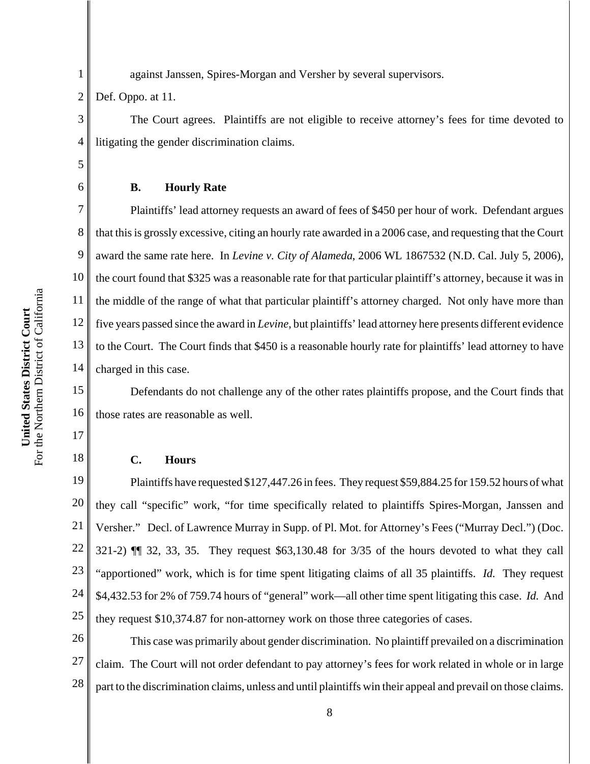against Janssen, Spires-Morgan and Versher by several supervisors.

Def. Oppo. at 11.

The Court agrees. Plaintiffs are not eligible to receive attorney's fees for time devoted to litigating the gender discrimination claims.

**B. Hourly Rate**

Plaintiffs' lead attorney requests an award of fees of $450 per hour of work. Defendant argues that this is grossly excessive, citing an hourly rate awarded in a 2006 case, and requesting that the Court award the same rate here. In *Levine v. City of Alameda*, 2006 WL 1867532 (N.D. Cal. July 5, 2006), the court found that $325 was a reasonable rate for that particular plaintiff's attorney, because it was in the middle of the range of what that particular plaintiff's attorney charged. Not only have more than five years passed since the award in *Levine*, but plaintiffs' lead attorney here presents different evidence to the Court. The Court finds that $450 is a reasonable hourly rate for plaintiffs' lead attorney to have charged in this case.

Defendants do not challenge any of the other rates plaintiffs propose, and the Court finds that those rates are reasonable as well.

**C. Hours**

Plaintiffs have requested $127,447.26 in fees. They request $59,884.25 for 159.52 hours of what they call "specific" work, "for time specifically related to plaintiffs Spires-Morgan, Janssen and Versher." Decl. of Lawrence Murray in Supp. of Pl. Mot. for Attorney's Fees ("Murray Decl.") (Doc. 321-2) ¶¶ 32, 33, 35. They request $63,130.48 for 3/35 of the hours devoted to what they call "apportioned" work, which is for time spent litigating claims of all 35 plaintiffs. *Id.* They request $4,432.53 for 2% of 759.74 hours of "general" work—all other time spent litigating this case. *Id.* And they request $10,374.87 for non-attorney work on those three categories of cases.

This case was primarily about gender discrimination. No plaintiff prevailed on a discrimination claim. The Court will not order defendant to pay attorney's fees for work related in whole or in large part to the discrimination claims, unless and until plaintiffs win their appeal and prevail on those claims.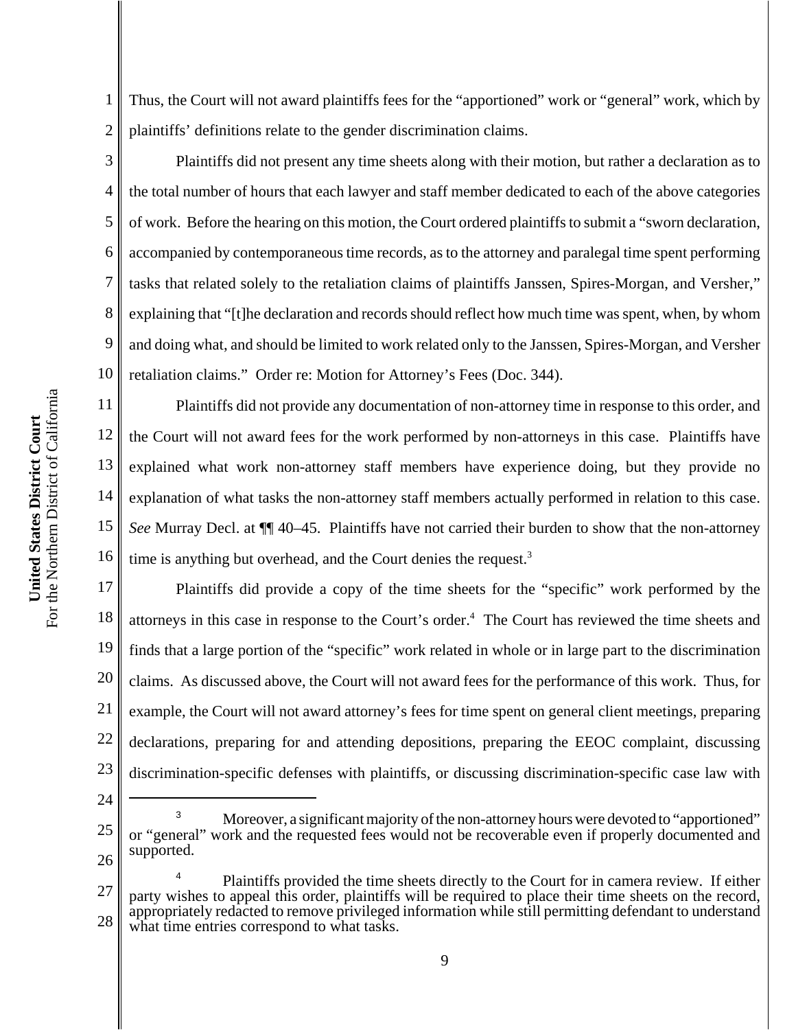Thus, the Court will not award plaintiffs fees for the "apportioned" work or "general" work, which by plaintiffs' definitions relate to the gender discrimination claims.

Plaintiffs did not present any time sheets along with their motion, but rather a declaration as to the total number of hours that each lawyer and staff member dedicated to each of the above categories of work. Before the hearing on this motion, the Court ordered plaintiffs to submit a "sworn declaration, accompanied by contemporaneous time records, as to the attorney and paralegal time spent performing tasks that related solely to the retaliation claims of plaintiffs Janssen, Spires-Morgan, and Versher," explaining that "[t]he declaration and records should reflect how much time was spent, when, by whom and doing what, and should be limited to work related only to the Janssen, Spires-Morgan, and Versher retaliation claims." Order re: Motion for Attorney's Fees (Doc. 344).

Plaintiffs did not provide any documentation of non-attorney time in response to this order, and the Court will not award fees for the work performed by non-attorneys in this case. Plaintiffs have explained what work non-attorney staff members have experience doing, but they provide no explanation of what tasks the non-attorney staff members actually performed in relation to this case. *See* Murray Decl. at ¶¶ 40–45. Plaintiffs have not carried their burden to show that the non-attorney time is anything but overhead, and the Court denies the request.[3]

Plaintiffs did provide a copy of the time sheets for the "specific" work performed by the attorneys in this case in response to the Court's order.[4] The Court has reviewed the time sheets and finds that a large portion of the "specific" work related in whole or in large part to the discrimination claims. As discussed above, the Court will not award fees for the performance of this work. Thus, for example, the Court will not award attorney's fees for time spent on general client meetings, preparing declarations, preparing for and attending depositions, preparing the EEOC complaint, discussing discrimination-specific defenses with plaintiffs, or discussing discrimination-specific case law with

---

[3] Moreover, a significant majority of the non-attorney hours were devoted to "apportioned" or "general" work and the requested fees would not be recoverable even if properly documented and supported.

[4] Plaintiffs provided the time sheets directly to the Court for in camera review. If either party wishes to appeal this order, plaintiffs will be required to place their time sheets on the record, appropriately redacted to remove privileged information while still permitting defendant to understand what time entries correspond to what tasks.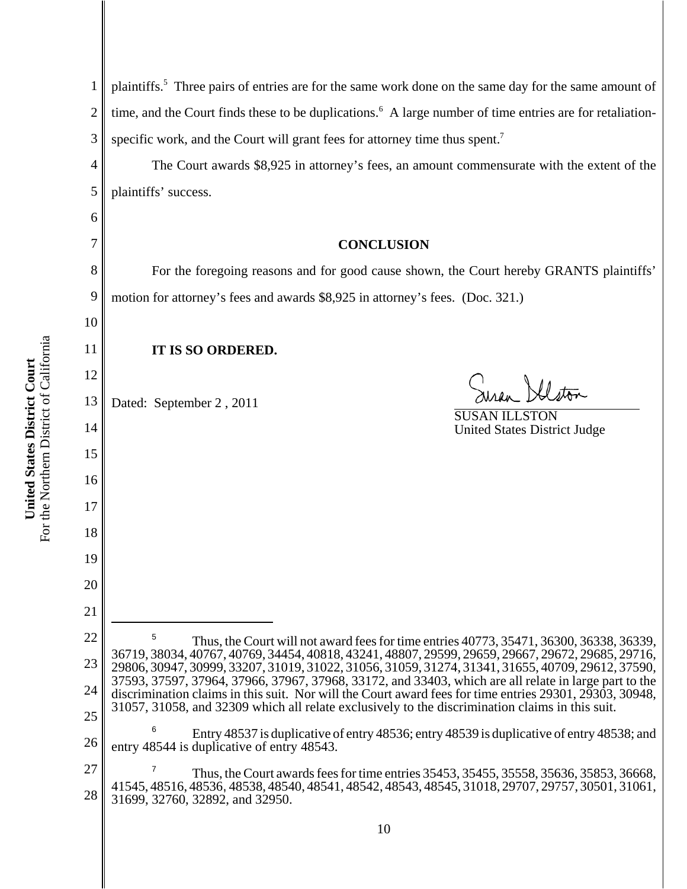plaintiffs.[5] Three pairs of entries are for the same work done on the same day for the same amount of time, and the Court finds these to be duplications.[6] A large number of time entries are for retaliation-specific work, and the Court will grant fees for attorney time thus spent.[7]

The Court awards $8,925 in attorney's fees, an amount commensurate with the extent of the plaintiffs' success.

## CONCLUSION

For the foregoing reasons and for good cause shown, the Court hereby GRANTS plaintiffs' motion for attorney's fees and awards $8,925 in attorney's fees. (Doc. 321.)

**IT IS SO ORDERED.**

Dated: September 2 , 2011

SUSAN ILLSTON
United States District Judge

---

[5] Thus, the Court will not award fees for time entries 40773, 35471, 36300, 36338, 36339, 36719, 38034, 40767, 40769, 34454, 40818, 43241, 48807, 29599, 29659, 29667, 29672, 29685, 29716, 29806, 30947, 30999, 33207, 31019, 31022, 31056, 31059, 31274, 31341, 31655, 40709, 29612, 37590, 37593, 37597, 37964, 37966, 37967, 37968, 33172, and 33403, which are all relate in large part to the discrimination claims in this suit. Nor will the Court award fees for time entries 29301, 29303, 30948, 31057, 31058, and 32309 which all relate exclusively to the discrimination claims in this suit.

[6] Entry 48537 is duplicative of entry 48536; entry 48539 is duplicative of entry 48538; and entry 48544 is duplicative of entry 48543.

[7] Thus, the Court awards fees for time entries 35453, 35455, 35558, 35636, 35853, 36668, 41545, 48516, 48536, 48538, 48540, 48541, 48542, 48543, 48545, 31018, 29707, 29757, 30501, 31061, 31699, 32760, 32892, and 32950.